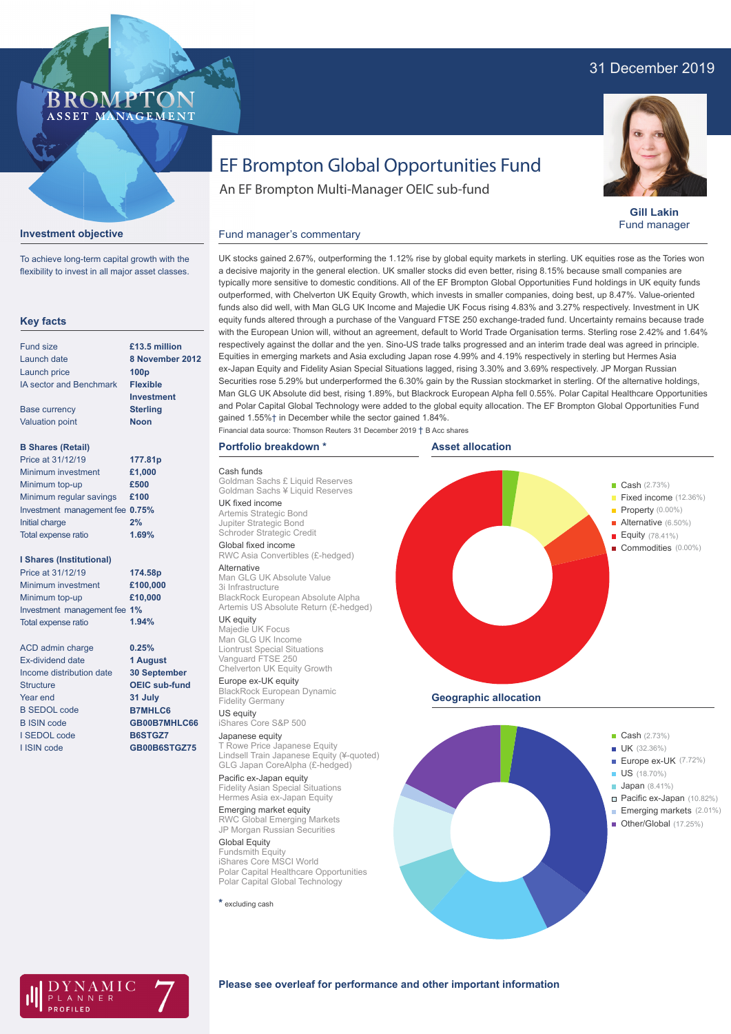31 December 2019

BROMPTON ASSET MANAGEMENT

# EF Brompton Global Opportunities Fund

An EF Brompton Multi-Manager OEIC sub-fund

**Gill Lakin**
Fund manager

## Investment objective

To achieve long-term capital growth with the flexibility to invest in all major asset classes.

## Key facts

| | |
|---|---|
| Fund size | £13.5 million |
| Launch date | 8 November 2012 |
| Launch price | 100p |
| IA sector and Benchmark | Flexible Investment |
| Base currency | Sterling |
| Valuation point | Noon |

**B Shares (Retail)**

| | |
|---|---|
| Price at 31/12/19 | 177.81p |
| Minimum investment | £1,000 |
| Minimum top-up | £500 |
| Minimum regular savings | £100 |
| Investment management fee | 0.75% |
| Initial charge | 2% |
| Total expense ratio | 1.69% |

**I Shares (Institutional)**

| | |
|---|---|
| Price at 31/12/19 | 174.58p |
| Minimum investment | £100,000 |
| Minimum top-up | £10,000 |
| Investment management fee | 1% |
| Total expense ratio | 1.94% |

| | |
|---|---|
| ACD admin charge | 0.25% |
| Ex-dividend date | 1 August |
| Income distribution date | 30 September |
| Structure | OEIC sub-fund |
| Year end | 31 July |
| B SEDOL code | B7MHLC6 |
| B ISIN code | GB00B7MHLC66 |
| I SEDOL code | B6STGZ7 |
| I ISIN code | GB00B6STGZ75 |

## Fund manager's commentary

UK stocks gained 2.67%, outperforming the 1.12% rise by global equity markets in sterling. UK equities rose as the Tories won a decisive majority in the general election. UK smaller stocks did even better, rising 8.15% because small companies are typically more sensitive to domestic conditions. All of the EF Brompton Global Opportunities Fund holdings in UK equity funds outperformed, with Chelverton UK Equity Growth, which invests in smaller companies, doing best, up 8.47%. Value-oriented funds also did well, with Man GLG UK Income and Majedie UK Focus rising 4.83% and 3.27% respectively. Investment in UK equity funds altered through a purchase of the Vanguard FTSE 250 exchange-traded fund. Uncertainty remains because trade with the European Union will, without an agreement, default to World Trade Organisation terms. Sterling rose 2.42% and 1.64% respectively against the dollar and the yen. Sino-US trade talks progressed and an interim trade deal was agreed in principle. Equities in emerging markets and Asia excluding Japan rose 4.99% and 4.19% respectively in sterling but Hermes Asia ex-Japan Equity and Fidelity Asian Special Situations lagged, rising 3.30% and 3.69% respectively. JP Morgan Russian Securities rose 5.29% but underperformed the 6.30% gain by the Russian stockmarket in sterling. Of the alternative holdings, Man GLG UK Absolute did best, rising 1.89%, but Blackrock European Alpha fell 0.55%. Polar Capital Healthcare Opportunities and Polar Capital Global Technology were added to the global equity allocation. The EF Brompton Global Opportunities Fund gained 1.55%† in December while the sector gained 1.84%.

Financial data source: Thomson Reuters 31 December 2019 † B Acc shares

## Portfolio breakdown *

Cash funds
- Goldman Sachs £ Liquid Reserves
- Goldman Sachs ¥ Liquid Reserves

UK fixed income
- Artemis Strategic Bond
- Jupiter Strategic Bond
- Schroder Strategic Credit

Global fixed income
- RWC Asia Convertibles (£-hedged)

Alternative
- Man GLG UK Absolute Value
- 3i Infrastructure
- BlackRock European Absolute Alpha
- Artemis US Absolute Return (£-hedged)

UK equity
- Majedie UK Focus
- Man GLG UK Income
- Liontrust Special Situations
- Vanguard FTSE 250
- Chelverton UK Equity Growth

Europe ex-UK equity
- BlackRock European Dynamic
- Fidelity Germany

US equity
- iShares Core S&P 500

Japanese equity
- T Rowe Price Japanese Equity
- Lindsell Train Japanese Equity (¥-quoted)
- GLG Japan CoreAlpha (£-hedged)

Pacific ex-Japan equity
- Fidelity Asian Special Situations
- Hermes Asia ex-Japan Equity

Emerging market equity
- RWC Global Emerging Markets
- JP Morgan Russian Securities

Global Equity
- Fundsmith Equity
- iShares Core MSCI World
- Polar Capital Healthcare Opportunities
- Polar Capital Global Technology

* excluding cash

## Asset allocation

- Cash (2.73%)
- Fixed income (12.36%)
- Property (0.00%)
- Alternative (6.50%)
- Equity (78.41%)
- Commodities (0.00%)

## Geographic allocation

- Cash (2.73%)
- UK (32.36%)
- Europe ex-UK (7.72%)
- US (18.70%)
- Japan (8.41%)
- Pacific ex-Japan (10.82%)
- Emerging markets (2.01%)
- Other/Global (17.25%)

DYNAMIC PLANNER PROFILED 7

**Please see overleaf for performance and other important information**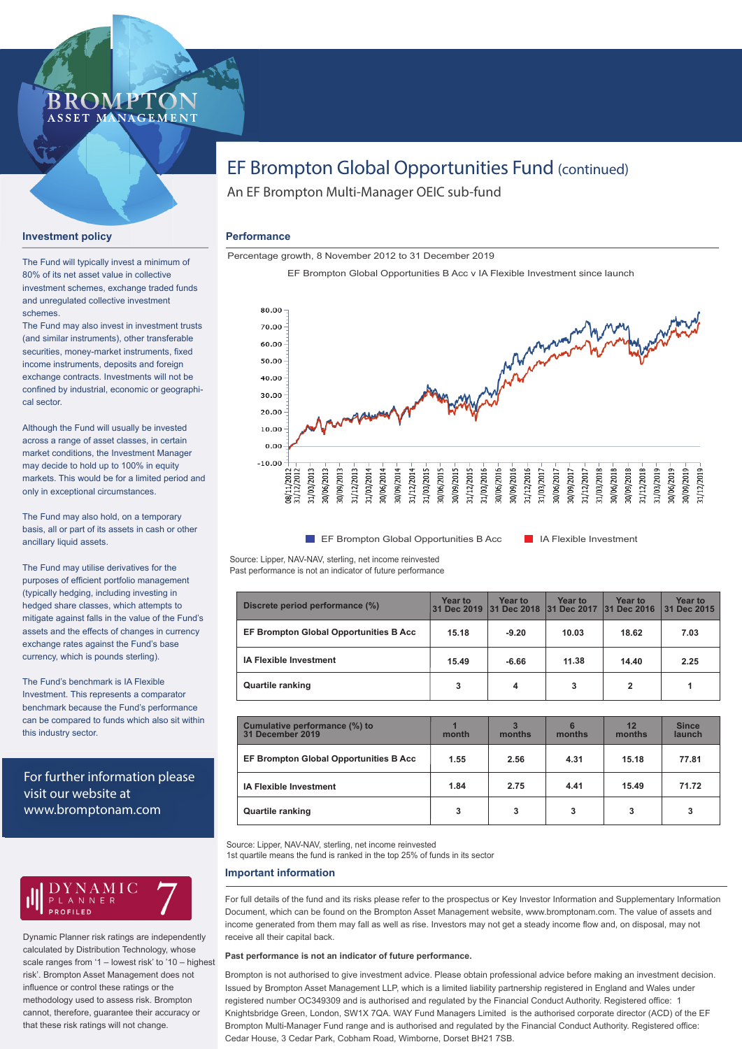BROMPTON
ASSET MANAGEMENT

# EF Brompton Global Opportunities Fund (continued)

An EF Brompton Multi-Manager OEIC sub-fund

## Investment policy

The Fund will typically invest a minimum of 80% of its net asset value in collective investment schemes, exchange traded funds and unregulated collective investment schemes.

The Fund may also invest in investment trusts (and similar instruments), other transferable securities, money-market instruments, fixed income instruments, deposits and foreign exchange contracts. Investments will not be confined by industrial, economic or geographical sector.

Although the Fund will usually be invested across a range of asset classes, in certain market conditions, the Investment Manager may decide to hold up to 100% in equity markets. This would be for a limited period and only in exceptional circumstances.

The Fund may also hold, on a temporary basis, all or part of its assets in cash or other ancillary liquid assets.

The Fund may utilise derivatives for the purposes of efficient portfolio management (typically hedging, including investing in hedged share classes, which attempts to mitigate against falls in the value of the Fund's assets and the effects of changes in currency exchange rates against the Fund's base currency, which is pounds sterling).

The Fund's benchmark is IA Flexible Investment. This represents a comparator benchmark because the Fund's performance can be compared to funds which also sit within this industry sector.

For further information please visit our website at www.bromptonam.com

DYNAMIC PLANNER PROFILED 7

Dynamic Planner risk ratings are independently calculated by Distribution Technology, whose scale ranges from '1 – lowest risk' to '10 – highest risk'. Brompton Asset Management does not influence or control these ratings or the methodology used to assess risk. Brompton cannot, therefore, guarantee their accuracy or that these risk ratings will not change.

## Performance

Percentage growth, 8 November 2012 to 31 December 2019

EF Brompton Global Opportunities B Acc v IA Flexible Investment since launch

80.00
70.00
60.00
50.00
40.00
30.00
20.00
10.00
0.00
-10.00

08/11/2012 31/12/2012 31/03/2013 30/06/2013 30/09/2013 31/12/2013 31/03/2014 30/06/2014 30/09/2014 31/12/2014 31/03/2015 30/06/2015 30/09/2015 31/12/2015 31/03/2016 30/06/2016 30/09/2016 31/12/2016 31/03/2017 30/06/2017 30/09/2017 31/12/2017 31/03/2018 30/06/2018 30/09/2018 31/12/2018 31/03/2019 30/06/2019 30/09/2019 31/12/2019

EF Brompton Global Opportunities B Acc
IA Flexible Investment

Source: Lipper, NAV-NAV, sterling, net income reinvested
Past performance is not an indicator of future performance

| Discrete period performance (%) | Year to 31 Dec 2019 | Year to 31 Dec 2018 | Year to 31 Dec 2017 | Year to 31 Dec 2016 | Year to 31 Dec 2015 |
|---|---|---|---|---|---|
| EF Brompton Global Opportunities B Acc | 15.18 | -9.20 | 10.03 | 18.62 | 7.03 |
| IA Flexible Investment | 15.49 | -6.66 | 11.38 | 14.40 | 2.25 |
| Quartile ranking | 3 | 4 | 3 | 2 | 1 |

| Cumulative performance (%) to 31 December 2019 | 1 month | 3 months | 6 months | 12 months | Since launch |
|---|---|---|---|---|---|
| EF Brompton Global Opportunities B Acc | 1.55 | 2.56 | 4.31 | 15.18 | 77.81 |
| IA Flexible Investment | 1.84 | 2.75 | 4.41 | 15.49 | 71.72 |
| Quartile ranking | 3 | 3 | 3 | 3 | 3 |

Source: Lipper, NAV-NAV, sterling, net income reinvested
1st quartile means the fund is ranked in the top 25% of funds in its sector

## Important information

For full details of the fund and its risks please refer to the prospectus or Key Investor Information and Supplementary Information Document, which can be found on the Brompton Asset Management website, www.bromptonam.com. The value of assets and income generated from them may fall as well as rise. Investors may not get a steady income flow and, on disposal, may not receive all their capital back.

**Past performance is not an indicator of future performance.**

Brompton is not authorised to give investment advice. Please obtain professional advice before making an investment decision. Issued by Brompton Asset Management LLP, which is a limited liability partnership registered in England and Wales under registered number OC349309 and is authorised and regulated by the Financial Conduct Authority. Registered office: 1 Knightsbridge Green, London, SW1X 7QA. WAY Fund Managers Limited is the authorised corporate director (ACD) of the EF Brompton Multi-Manager Fund range and is authorised and regulated by the Financial Conduct Authority. Registered office: Cedar House, 3 Cedar Park, Cobham Road, Wimborne, Dorset BH21 7SB.